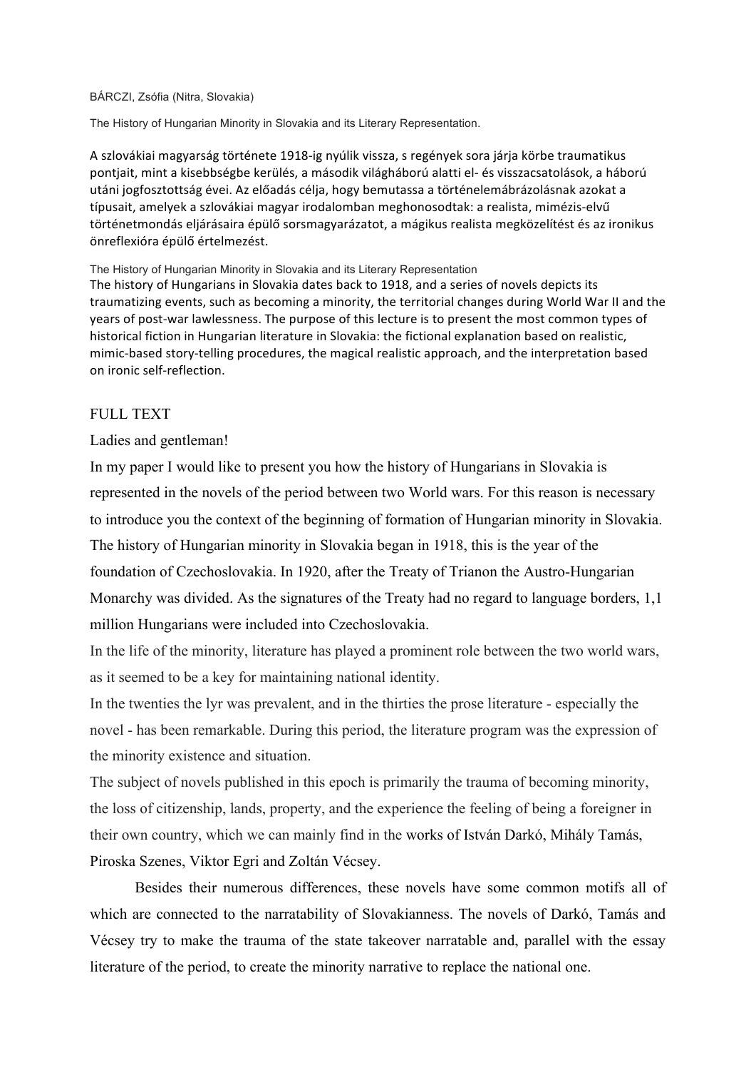BÁRCZI, Zsófia (Nitra, Slovakia)

The History of Hungarian Minority in Slovakia and its Literary Representation.

A szlovákiai magyarság története 1918-ig nyúlik vissza, s regények sora járja körbe traumatikus pontjait, mint a kisebbségbe kerülés, a második világháború alatti el- és visszacsatolások, a háború utáni jogfosztottság évei. Az előadás célja, hogy bemutassa a történelemábrázolásnak azokat a típusait, amelyek a szlovákiai magyar irodalomban meghonosodtak: a realista, mimézis-elvű történetmondás eljárásaira épülő sorsmagyarázatot, a mágikus realista megközelítést és az ironikus önreflexióra épülő értelmezést.

The History of Hungarian Minority in Slovakia and its Literary Representation

The history of Hungarians in Slovakia dates back to 1918, and a series of novels depicts its traumatizing events, such as becoming a minority, the territorial changes during World War II and the years of post-war lawlessness. The purpose of this lecture is to present the most common types of historical fiction in Hungarian literature in Slovakia: the fictional explanation based on realistic, mimic-based story-telling procedures, the magical realistic approach, and the interpretation based on ironic self-reflection.

FULL TEXT

Ladies and gentleman!

In my paper I would like to present you how the history of Hungarians in Slovakia is represented in the novels of the period between two World wars. For this reason is necessary to introduce you the context of the beginning of formation of Hungarian minority in Slovakia. The history of Hungarian minority in Slovakia began in 1918, this is the year of the foundation of Czechoslovakia. In 1920, after the Treaty of Trianon the Austro-Hungarian Monarchy was divided. As the signatures of the Treaty had no regard to language borders, 1,1 million Hungarians were included into Czechoslovakia.

In the life of the minority, literature has played a prominent role between the two world wars, as it seemed to be a key for maintaining national identity.

In the twenties the lyr was prevalent, and in the thirties the prose literature - especially the novel - has been remarkable. During this period, the literature program was the expression of the minority existence and situation.

The subject of novels published in this epoch is primarily the trauma of becoming minority, the loss of citizenship, lands, property, and the experience the feeling of being a foreigner in their own country, which we can mainly find in the works of István Darkó, Mihály Tamás, Piroska Szenes, Viktor Egri and Zoltán Vécsey.

Besides their numerous differences, these novels have some common motifs all of which are connected to the narratability of Slovakianness. The novels of Darkó, Tamás and Vécsey try to make the trauma of the state takeover narratable and, parallel with the essay literature of the period, to create the minority narrative to replace the national one.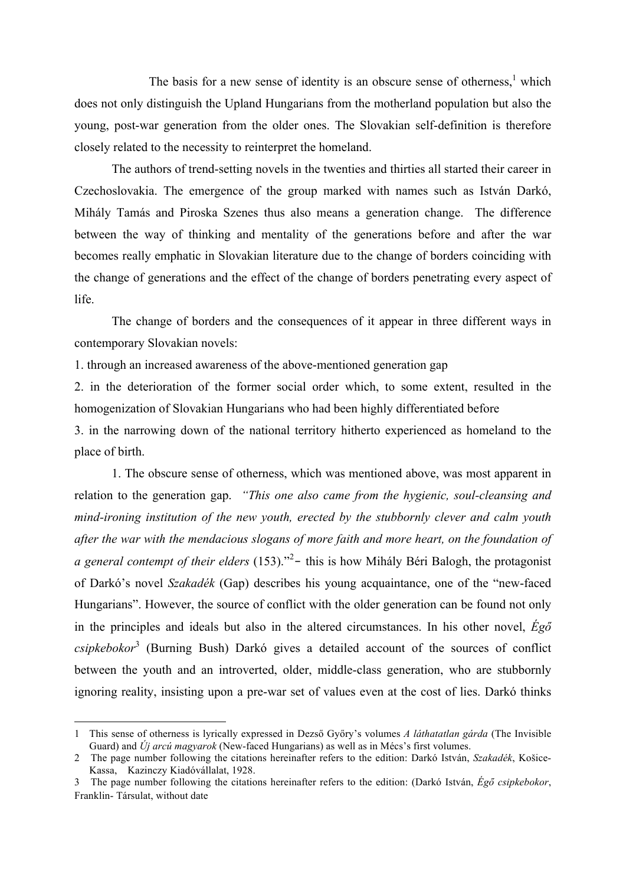The basis for a new sense of identity is an obscure sense of otherness,[1] which does not only distinguish the Upland Hungarians from the motherland population but also the young, post-war generation from the older ones. The Slovakian self-definition is therefore closely related to the necessity to reinterpret the homeland.

The authors of trend-setting novels in the twenties and thirties all started their career in Czechoslovakia. The emergence of the group marked with names such as István Darkó, Mihály Tamás and Piroska Szenes thus also means a generation change. The difference between the way of thinking and mentality of the generations before and after the war becomes really emphatic in Slovakian literature due to the change of borders coinciding with the change of generations and the effect of the change of borders penetrating every aspect of life.

The change of borders and the consequences of it appear in three different ways in contemporary Slovakian novels:

1. through an increased awareness of the above-mentioned generation gap
2. in the deterioration of the former social order which, to some extent, resulted in the homogenization of Slovakian Hungarians who had been highly differentiated before
3. in the narrowing down of the national territory hitherto experienced as homeland to the place of birth.

1. The obscure sense of otherness, which was mentioned above, was most apparent in relation to the generation gap. *"This one also came from the hygienic, soul-cleansing and mind-ironing institution of the new youth, erected by the stubbornly clever and calm youth after the war with the mendacious slogans of more faith and more heart, on the foundation of a general contempt of their elders* (153)."[2]- this is how Mihály Béri Balogh, the protagonist of Darkó's novel *Szakadék* (Gap) describes his young acquaintance, one of the "new-faced Hungarians". However, the source of conflict with the older generation can be found not only in the principles and ideals but also in the altered circumstances. In his other novel, *Égő csipkebokor*[3] (Burning Bush) Darkó gives a detailed account of the sources of conflict between the youth and an introverted, older, middle-class generation, who are stubbornly ignoring reality, insisting upon a pre-war set of values even at the cost of lies. Darkó thinks

---

1 This sense of otherness is lyrically expressed in Dezső Győry's volumes *A láthatatlan gárda* (The Invisible Guard) and *Új arcú magyarok* (New-faced Hungarians) as well as in Mécs's first volumes.

2 The page number following the citations hereinafter refers to the edition: Darkó István, *Szakadék*, Košice-Kassa, Kazinczy Kiadóvállalat, 1928.

3 The page number following the citations hereinafter refers to the edition: (Darkó István, *Égő csipkebokor*, Franklin- Társulat, without date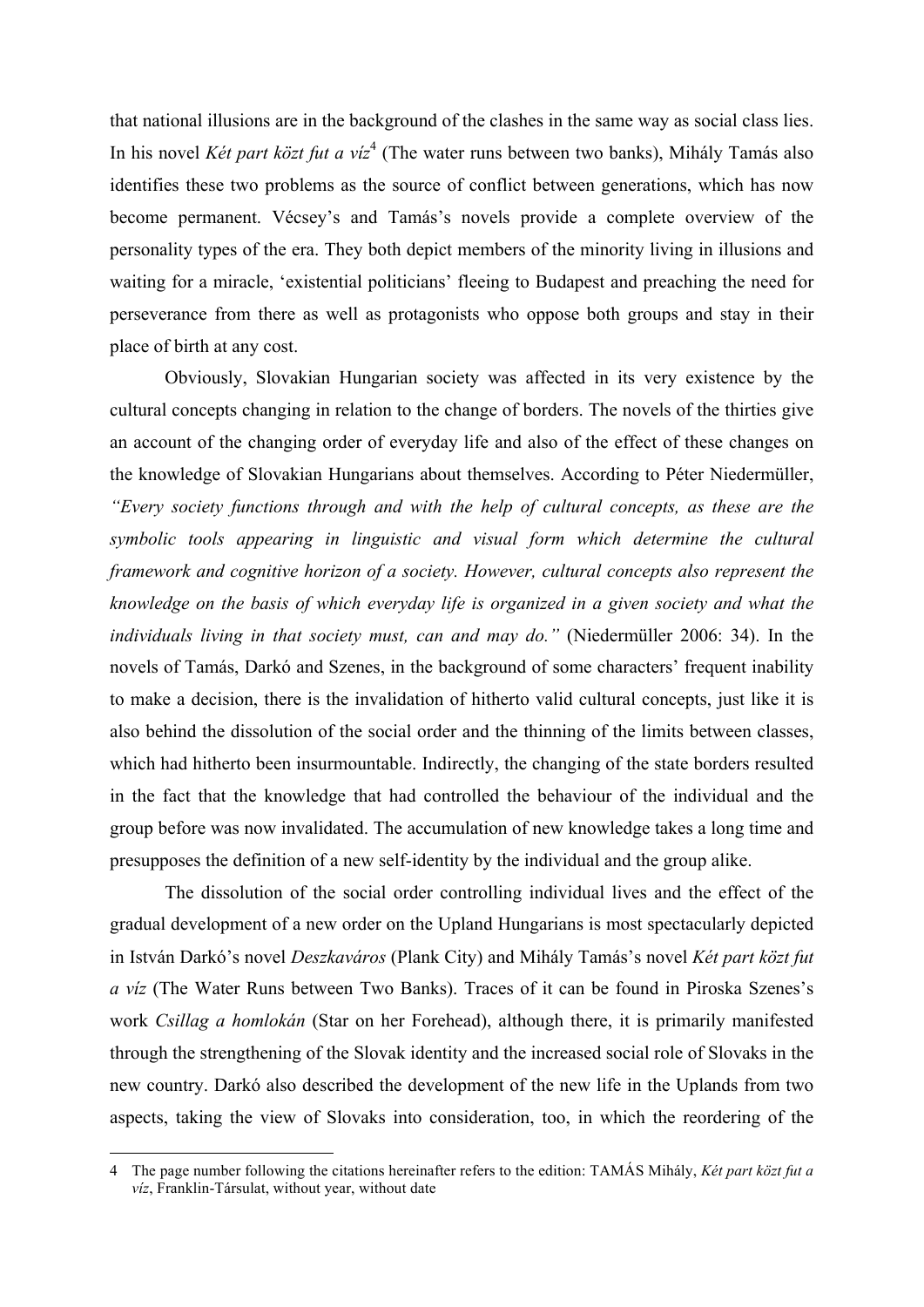that national illusions are in the background of the clashes in the same way as social class lies. In his novel *Két part közt fut a víz*[4] (The water runs between two banks), Mihály Tamás also identifies these two problems as the source of conflict between generations, which has now become permanent. Vécsey's and Tamás's novels provide a complete overview of the personality types of the era. They both depict members of the minority living in illusions and waiting for a miracle, 'existential politicians' fleeing to Budapest and preaching the need for perseverance from there as well as protagonists who oppose both groups and stay in their place of birth at any cost.

Obviously, Slovakian Hungarian society was affected in its very existence by the cultural concepts changing in relation to the change of borders. The novels of the thirties give an account of the changing order of everyday life and also of the effect of these changes on the knowledge of Slovakian Hungarians about themselves. According to Péter Niedermüller, *"Every society functions through and with the help of cultural concepts, as these are the symbolic tools appearing in linguistic and visual form which determine the cultural framework and cognitive horizon of a society. However, cultural concepts also represent the knowledge on the basis of which everyday life is organized in a given society and what the individuals living in that society must, can and may do."* (Niedermüller 2006: 34). In the novels of Tamás, Darkó and Szenes, in the background of some characters' frequent inability to make a decision, there is the invalidation of hitherto valid cultural concepts, just like it is also behind the dissolution of the social order and the thinning of the limits between classes, which had hitherto been insurmountable. Indirectly, the changing of the state borders resulted in the fact that the knowledge that had controlled the behaviour of the individual and the group before was now invalidated. The accumulation of new knowledge takes a long time and presupposes the definition of a new self-identity by the individual and the group alike.

The dissolution of the social order controlling individual lives and the effect of the gradual development of a new order on the Upland Hungarians is most spectacularly depicted in István Darkó's novel *Deszkaváros* (Plank City) and Mihály Tamás's novel *Két part közt fut a víz* (The Water Runs between Two Banks). Traces of it can be found in Piroska Szenes's work *Csillag a homlokán* (Star on her Forehead), although there, it is primarily manifested through the strengthening of the Slovak identity and the increased social role of Slovaks in the new country. Darkó also described the development of the new life in the Uplands from two aspects, taking the view of Slovaks into consideration, too, in which the reordering of the

---

4 The page number following the citations hereinafter refers to the edition: TAMÁS Mihály, *Két part közt fut a víz*, Franklin-Társulat, without year, without date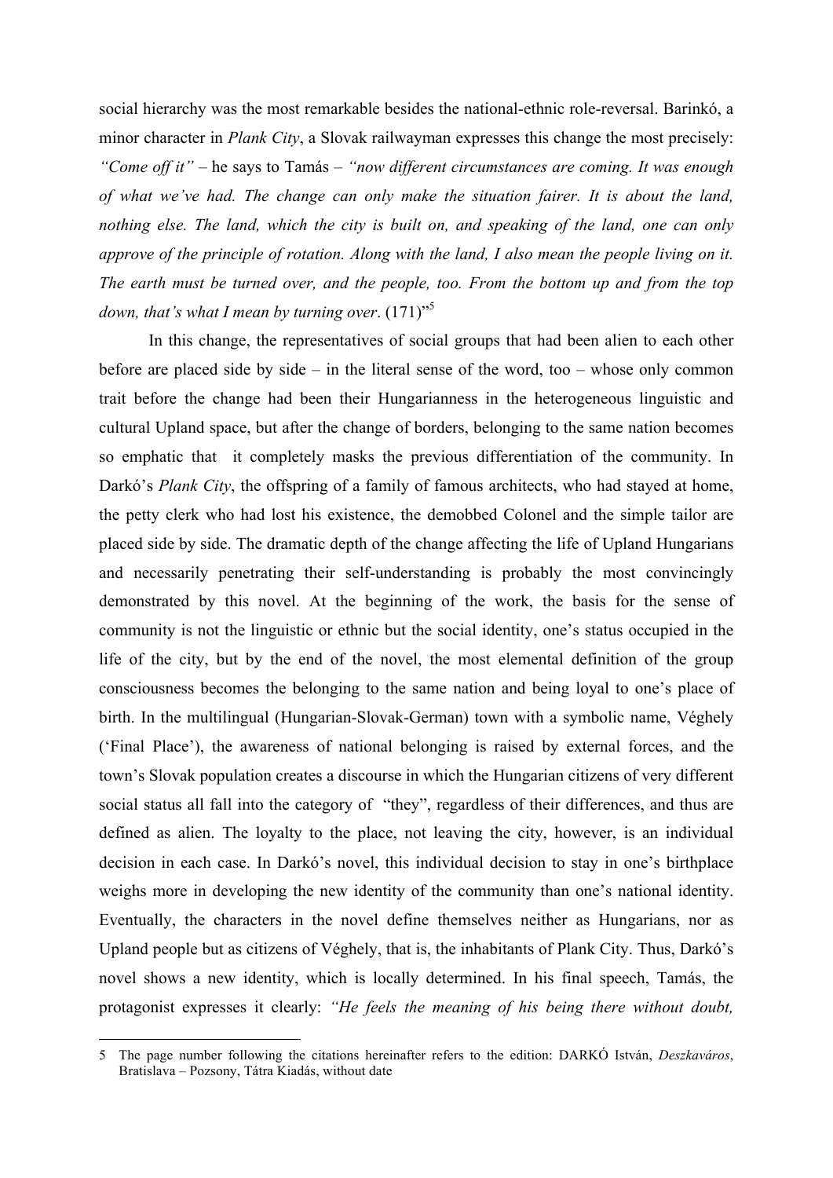social hierarchy was the most remarkable besides the national-ethnic role-reversal. Barinkó, a minor character in *Plank City*, a Slovak railwayman expresses this change the most precisely: *"Come off it"* – he says to Tamás – *"now different circumstances are coming. It was enough of what we've had. The change can only make the situation fairer. It is about the land, nothing else. The land, which the city is built on, and speaking of the land, one can only approve of the principle of rotation. Along with the land, I also mean the people living on it. The earth must be turned over, and the people, too. From the bottom up and from the top down, that's what I mean by turning over*. (171)"[5]

In this change, the representatives of social groups that had been alien to each other before are placed side by side – in the literal sense of the word, too – whose only common trait before the change had been their Hungarianness in the heterogeneous linguistic and cultural Upland space, but after the change of borders, belonging to the same nation becomes so emphatic that it completely masks the previous differentiation of the community. In Darkó's *Plank City*, the offspring of a family of famous architects, who had stayed at home, the petty clerk who had lost his existence, the demobbed Colonel and the simple tailor are placed side by side. The dramatic depth of the change affecting the life of Upland Hungarians and necessarily penetrating their self-understanding is probably the most convincingly demonstrated by this novel. At the beginning of the work, the basis for the sense of community is not the linguistic or ethnic but the social identity, one's status occupied in the life of the city, but by the end of the novel, the most elemental definition of the group consciousness becomes the belonging to the same nation and being loyal to one's place of birth. In the multilingual (Hungarian-Slovak-German) town with a symbolic name, Véghely ('Final Place'), the awareness of national belonging is raised by external forces, and the town's Slovak population creates a discourse in which the Hungarian citizens of very different social status all fall into the category of "they", regardless of their differences, and thus are defined as alien. The loyalty to the place, not leaving the city, however, is an individual decision in each case. In Darkó's novel, this individual decision to stay in one's birthplace weighs more in developing the new identity of the community than one's national identity. Eventually, the characters in the novel define themselves neither as Hungarians, nor as Upland people but as citizens of Véghely, that is, the inhabitants of Plank City. Thus, Darkó's novel shows a new identity, which is locally determined. In his final speech, Tamás, the protagonist expresses it clearly: *"He feels the meaning of his being there without doubt,*

---

5 The page number following the citations hereinafter refers to the edition: DARKÓ István, *Deszkaváros*, Bratislava – Pozsony, Tátra Kiadás, without date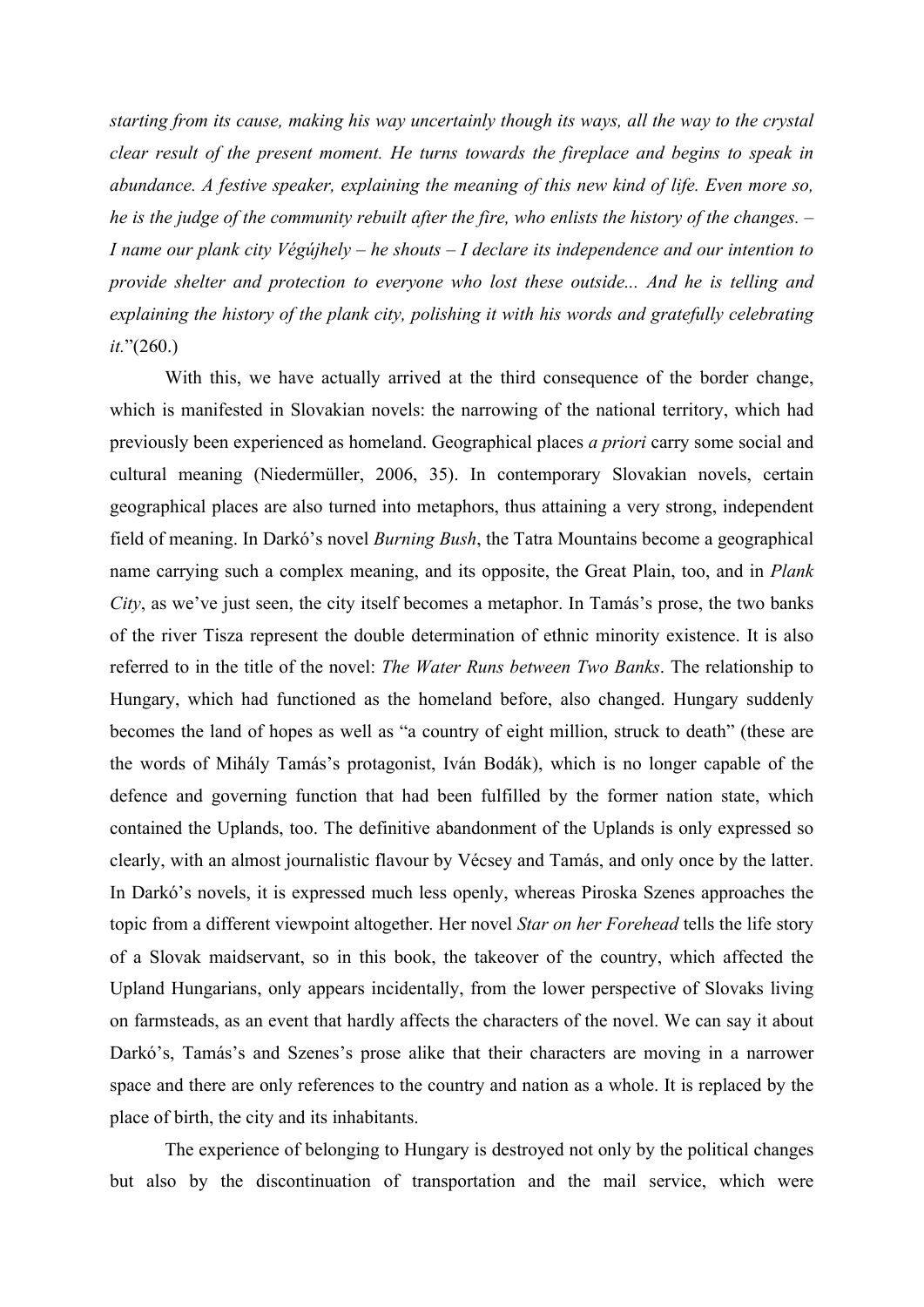*starting from its cause, making his way uncertainly though its ways, all the way to the crystal clear result of the present moment. He turns towards the fireplace and begins to speak in abundance. A festive speaker, explaining the meaning of this new kind of life. Even more so, he is the judge of the community rebuilt after the fire, who enlists the history of the changes. – I name our plank city Végújhely – he shouts – I declare its independence and our intention to provide shelter and protection to everyone who lost these outside... And he is telling and explaining the history of the plank city, polishing it with his words and gratefully celebrating it.*"(260.)

With this, we have actually arrived at the third consequence of the border change, which is manifested in Slovakian novels: the narrowing of the national territory, which had previously been experienced as homeland. Geographical places *a priori* carry some social and cultural meaning (Niedermüller, 2006, 35). In contemporary Slovakian novels, certain geographical places are also turned into metaphors, thus attaining a very strong, independent field of meaning. In Darkó's novel *Burning Bush*, the Tatra Mountains become a geographical name carrying such a complex meaning, and its opposite, the Great Plain, too, and in *Plank City*, as we've just seen, the city itself becomes a metaphor. In Tamás's prose, the two banks of the river Tisza represent the double determination of ethnic minority existence. It is also referred to in the title of the novel: *The Water Runs between Two Banks*. The relationship to Hungary, which had functioned as the homeland before, also changed. Hungary suddenly becomes the land of hopes as well as "a country of eight million, struck to death" (these are the words of Mihály Tamás's protagonist, Iván Bodák), which is no longer capable of the defence and governing function that had been fulfilled by the former nation state, which contained the Uplands, too. The definitive abandonment of the Uplands is only expressed so clearly, with an almost journalistic flavour by Vécsey and Tamás, and only once by the latter. In Darkó's novels, it is expressed much less openly, whereas Piroska Szenes approaches the topic from a different viewpoint altogether. Her novel *Star on her Forehead* tells the life story of a Slovak maidservant, so in this book, the takeover of the country, which affected the Upland Hungarians, only appears incidentally, from the lower perspective of Slovaks living on farmsteads, as an event that hardly affects the characters of the novel. We can say it about Darkó's, Tamás's and Szenes's prose alike that their characters are moving in a narrower space and there are only references to the country and nation as a whole. It is replaced by the place of birth, the city and its inhabitants.

The experience of belonging to Hungary is destroyed not only by the political changes but also by the discontinuation of transportation and the mail service, which were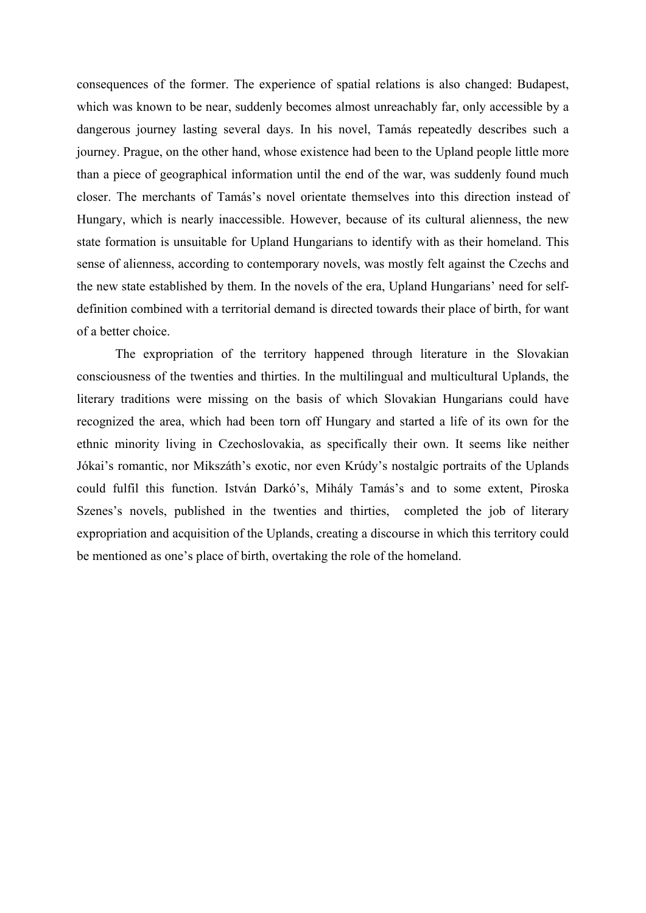consequences of the former. The experience of spatial relations is also changed: Budapest, which was known to be near, suddenly becomes almost unreachably far, only accessible by a dangerous journey lasting several days. In his novel, Tamás repeatedly describes such a journey. Prague, on the other hand, whose existence had been to the Upland people little more than a piece of geographical information until the end of the war, was suddenly found much closer. The merchants of Tamás's novel orientate themselves into this direction instead of Hungary, which is nearly inaccessible. However, because of its cultural alienness, the new state formation is unsuitable for Upland Hungarians to identify with as their homeland. This sense of alienness, according to contemporary novels, was mostly felt against the Czechs and the new state established by them. In the novels of the era, Upland Hungarians' need for self-definition combined with a territorial demand is directed towards their place of birth, for want of a better choice.

The expropriation of the territory happened through literature in the Slovakian consciousness of the twenties and thirties. In the multilingual and multicultural Uplands, the literary traditions were missing on the basis of which Slovakian Hungarians could have recognized the area, which had been torn off Hungary and started a life of its own for the ethnic minority living in Czechoslovakia, as specifically their own. It seems like neither Jókai's romantic, nor Mikszáth's exotic, nor even Krúdy's nostalgic portraits of the Uplands could fulfil this function. István Darkó's, Mihály Tamás's and to some extent, Piroska Szenes's novels, published in the twenties and thirties, completed the job of literary expropriation and acquisition of the Uplands, creating a discourse in which this territory could be mentioned as one's place of birth, overtaking the role of the homeland.